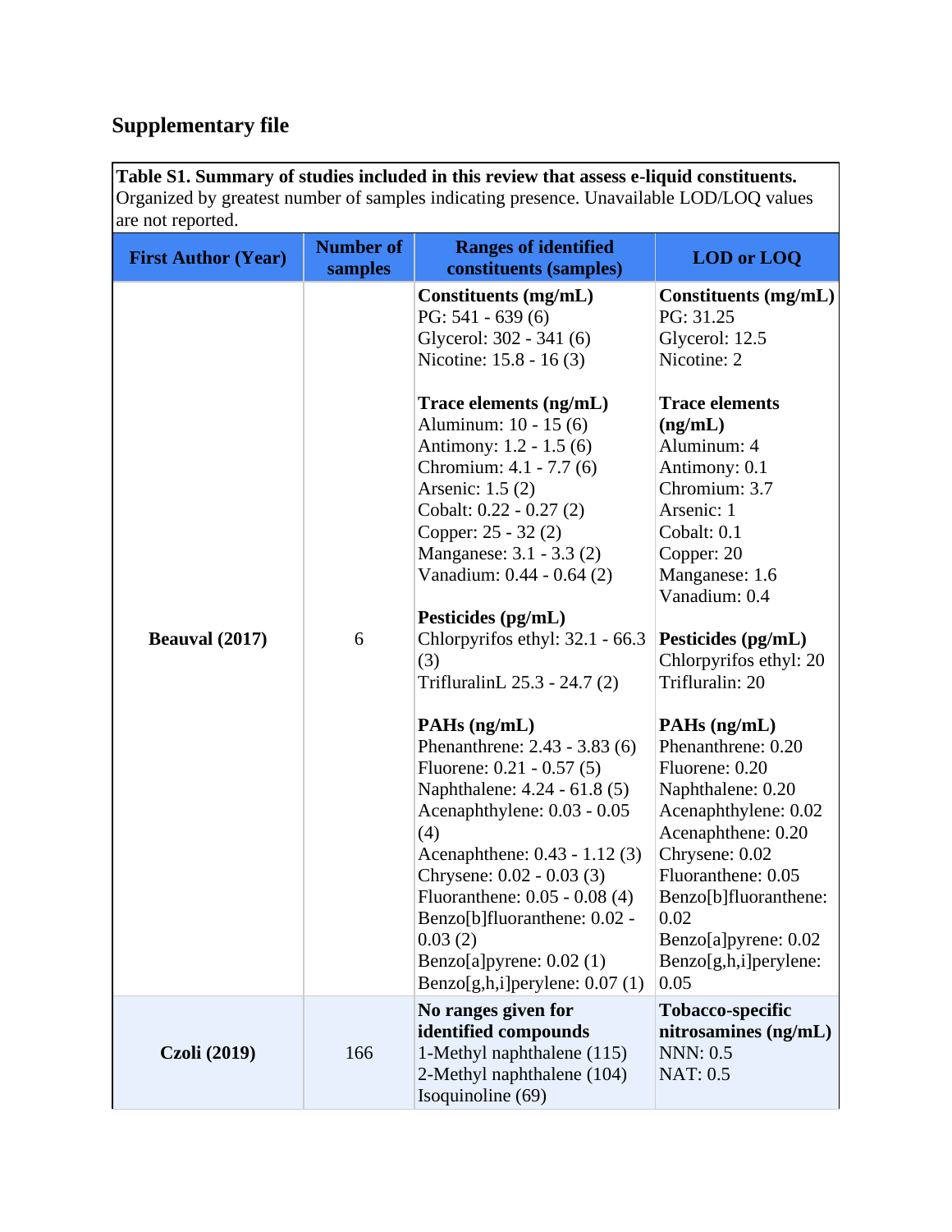## Supplementary file

**Table S1. Summary of studies included in this review that assess e-liquid constituents.** Organized by greatest number of samples indicating presence. Unavailable LOD/LOQ values are not reported.

| First Author (Year) | Number of samples | Ranges of identified constituents (samples) | LOD or LOQ |
|---|---|---|---|
| **Beauval (2017)** | 6 | **Constituents (mg/mL)**<br>PG: 541 - 639 (6)<br>Glycerol: 302 - 341 (6)<br>Nicotine: 15.8 - 16 (3)<br><br>**Trace elements (ng/mL)**<br>Aluminum: 10 - 15 (6)<br>Antimony: 1.2 - 1.5 (6)<br>Chromium: 4.1 - 7.7 (6)<br>Arsenic: 1.5 (2)<br>Cobalt: 0.22 - 0.27 (2)<br>Copper: 25 - 32 (2)<br>Manganese: 3.1 - 3.3 (2)<br>Vanadium: 0.44 - 0.64 (2)<br><br>**Pesticides (pg/mL)**<br>Chlorpyrifos ethyl: 32.1 - 66.3 (3)<br>TrifluralinL 25.3 - 24.7 (2)<br><br>**PAHs (ng/mL)**<br>Phenanthrene: 2.43 - 3.83 (6)<br>Fluorene: 0.21 - 0.57 (5)<br>Naphthalene: 4.24 - 61.8 (5)<br>Acenaphthylene: 0.03 - 0.05 (4)<br>Acenaphthene: 0.43 - 1.12 (3)<br>Chrysene: 0.02 - 0.03 (3)<br>Fluoranthene: 0.05 - 0.08 (4)<br>Benzo[b]fluoranthene: 0.02 - 0.03 (2)<br>Benzo[a]pyrene: 0.02 (1)<br>Benzo[g,h,i]perylene: 0.07 (1) | **Constituents (mg/mL)**<br>PG: 31.25<br>Glycerol: 12.5<br>Nicotine: 2<br><br>**Trace elements (ng/mL)**<br>Aluminum: 4<br>Antimony: 0.1<br>Chromium: 3.7<br>Arsenic: 1<br>Cobalt: 0.1<br>Copper: 20<br>Manganese: 1.6<br>Vanadium: 0.4<br><br>**Pesticides (pg/mL)**<br>Chlorpyrifos ethyl: 20<br>Trifluralin: 20<br><br>**PAHs (ng/mL)**<br>Phenanthrene: 0.20<br>Fluorene: 0.20<br>Naphthalene: 0.20<br>Acenaphthylene: 0.02<br>Acenaphthene: 0.20<br>Chrysene: 0.02<br>Fluoranthene: 0.05<br>Benzo[b]fluoranthene: 0.02<br>Benzo[a]pyrene: 0.02<br>Benzo[g,h,i]perylene: 0.05 |
| **Czoli (2019)** | 166 | **No ranges given for identified compounds**<br>1-Methyl naphthalene (115)<br>2-Methyl naphthalene (104)<br>Isoquinoline (69) | **Tobacco-specific nitrosamines (ng/mL)**<br>NNN: 0.5<br>NAT: 0.5 |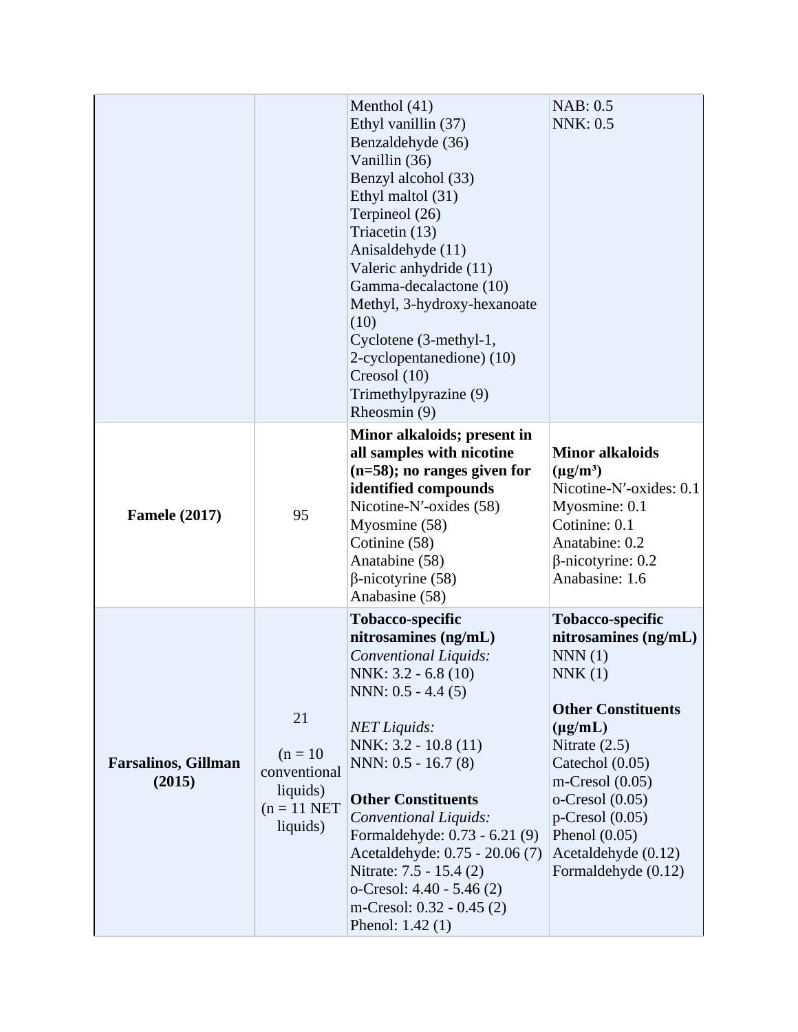| | | | |
|---|---|---|---|
| | | Menthol (41)<br>Ethyl vanillin (37)<br>Benzaldehyde (36)<br>Vanillin (36)<br>Benzyl alcohol (33)<br>Ethyl maltol (31)<br>Terpineol (26)<br>Triacetin (13)<br>Anisaldehyde (11)<br>Valeric anhydride (11)<br>Gamma-decalactone (10)<br>Methyl, 3-hydroxy-hexanoate (10)<br>Cyclotene (3-methyl-1, 2-cyclopentanedione) (10)<br>Creosol (10)<br>Trimethylpyrazine (9)<br>Rheosmin (9) | NAB: 0.5<br>NNK: 0.5 |
| **Famele (2017)** | 95 | **Minor alkaloids; present in all samples with nicotine (n=58); no ranges given for identified compounds**<br>Nicotine-N′-oxides (58)<br>Myosmine (58)<br>Cotinine (58)<br>Anatabine (58)<br>β-nicotyrine (58)<br>Anabasine (58) | **Minor alkaloids (μg/m³)**<br>Nicotine-N′-oxides: 0.1<br>Myosmine: 0.1<br>Cotinine: 0.1<br>Anatabine: 0.2<br>β-nicotyrine: 0.2<br>Anabasine: 1.6 |
| **Farsalinos, Gillman (2015)** | 21<br><br>(n = 10 conventional liquids)<br>(n = 11 NET liquids) | **Tobacco-specific nitrosamines (ng/mL)**<br>*Conventional Liquids:*<br>NNK: 3.2 - 6.8 (10)<br>NNN: 0.5 - 4.4 (5)<br><br>*NET Liquids:*<br>NNK: 3.2 - 10.8 (11)<br>NNN: 0.5 - 16.7 (8)<br><br>**Other Constituents**<br>*Conventional Liquids:*<br>Formaldehyde: 0.73 - 6.21 (9)<br>Acetaldehyde: 0.75 - 20.06 (7)<br>Nitrate: 7.5 - 15.4 (2)<br>o-Cresol: 4.40 - 5.46 (2)<br>m-Cresol: 0.32 - 0.45 (2)<br>Phenol: 1.42 (1) | **Tobacco-specific nitrosamines (ng/mL)**<br>NNN (1)<br>NNK (1)<br><br>**Other Constituents (μg/mL)**<br>Nitrate (2.5)<br>Catechol (0.05)<br>m-Cresol (0.05)<br>o-Cresol (0.05)<br>p-Cresol (0.05)<br>Phenol (0.05)<br>Acetaldehyde (0.12)<br>Formaldehyde (0.12) |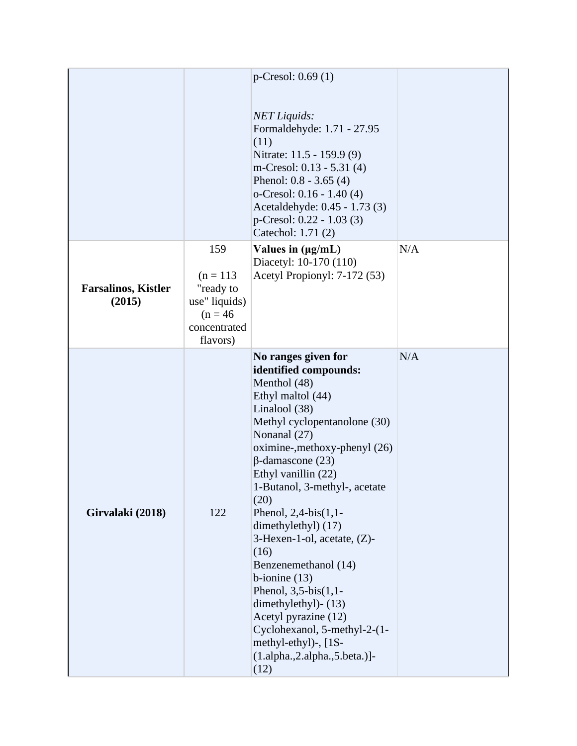| | | | |
|---|---|---|---|
| | | p-Cresol: 0.69 (1)<br><br>*NET Liquids:*<br>Formaldehyde: 1.71 - 27.95 (11)<br>Nitrate: 11.5 - 159.9 (9)<br>m-Cresol: 0.13 - 5.31 (4)<br>Phenol: 0.8 - 3.65 (4)<br>o-Cresol: 0.16 - 1.40 (4)<br>Acetaldehyde: 0.45 - 1.73 (3)<br>p-Cresol: 0.22 - 1.03 (3)<br>Catechol: 1.71 (2) | |
| **Farsalinos, Kistler (2015)** | 159<br><br>(n = 113 "ready to use" liquids)<br>(n = 46 concentrated flavors) | **Values in (μg/mL)**<br>Diacetyl: 10-170 (110)<br>Acetyl Propionyl: 7-172 (53) | N/A |
| **Girvalaki (2018)** | 122 | **No ranges given for identified compounds:**<br>Menthol (48)<br>Ethyl maltol (44)<br>Linalool (38)<br>Methyl cyclopentanolone (30)<br>Nonanal (27)<br>oximine-,methoxy-phenyl (26)<br>β-damascone (23)<br>Ethyl vanillin (22)<br>1-Butanol, 3-methyl-, acetate (20)<br>Phenol, 2,4-bis(1,1-dimethylethyl) (17)<br>3-Hexen-1-ol, acetate, (Z)- (16)<br>Benzenemethanol (14)<br>b-ionine (13)<br>Phenol, 3,5-bis(1,1-dimethylethyl)- (13)<br>Acetyl pyrazine (12)<br>Cyclohexanol, 5-methyl-2-(1-methyl-ethyl)-, [1S-(1.alpha.,2.alpha.,5.beta.)]- (12) | N/A |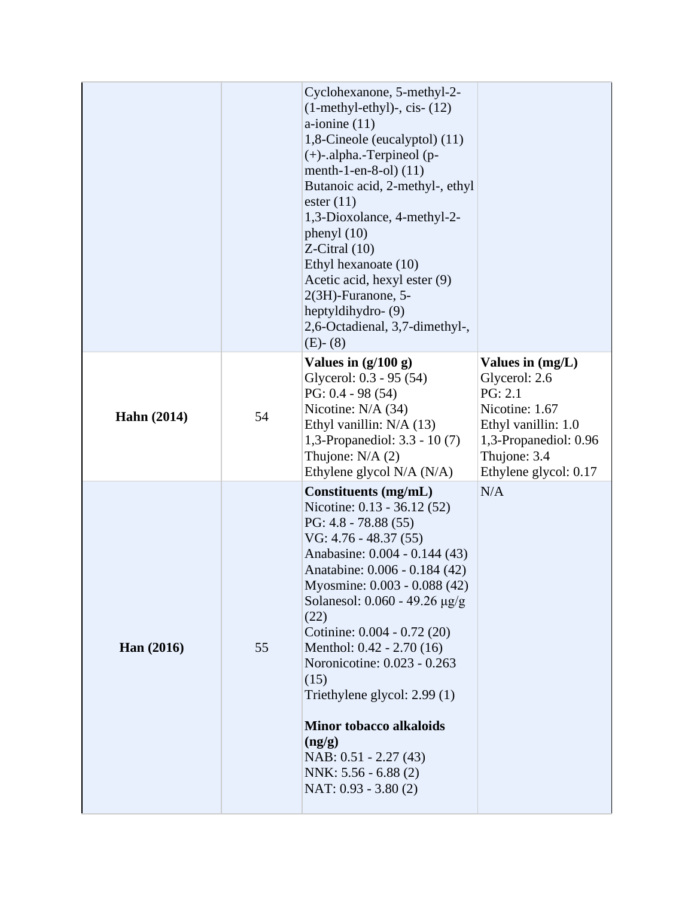| | | | |
|---|---|---|---|
| | | Cyclohexanone, 5-methyl-2-(1-methyl-ethyl)-, cis- (12)<br>a-ionine (11)<br>1,8-Cineole (eucalyptol) (11)<br>(+)-.alpha.-Terpineol (p-menth-1-en-8-ol) (11)<br>Butanoic acid, 2-methyl-, ethyl ester (11)<br>1,3-Dioxolance, 4-methyl-2-phenyl (10)<br>Z-Citral (10)<br>Ethyl hexanoate (10)<br>Acetic acid, hexyl ester (9)<br>2(3H)-Furanone, 5-heptyldihydro- (9)<br>2,6-Octadienal, 3,7-dimethyl-, (E)- (8) | |
| **Hahn (2014)** | 54 | **Values in (g/100 g)**<br>Glycerol: 0.3 - 95 (54)<br>PG: 0.4 - 98 (54)<br>Nicotine: N/A (34)<br>Ethyl vanillin: N/A (13)<br>1,3-Propanediol: 3.3 - 10 (7)<br>Thujone: N/A (2)<br>Ethylene glycol N/A (N/A) | **Values in (mg/L)**<br>Glycerol: 2.6<br>PG: 2.1<br>Nicotine: 1.67<br>Ethyl vanillin: 1.0<br>1,3-Propanediol: 0.96<br>Thujone: 3.4<br>Ethylene glycol: 0.17 |
| **Han (2016)** | 55 | **Constituents (mg/mL)**<br>Nicotine: 0.13 - 36.12 (52)<br>PG: 4.8 - 78.88 (55)<br>VG: 4.76 - 48.37 (55)<br>Anabasine: 0.004 - 0.144 (43)<br>Anatabine: 0.006 - 0.184 (42)<br>Myosmine: 0.003 - 0.088 (42)<br>Solanesol: 0.060 - 49.26 μg/g (22)<br>Cotinine: 0.004 - 0.72 (20)<br>Menthol: 0.42 - 2.70 (16)<br>Noronicotine: 0.023 - 0.263 (15)<br>Triethylene glycol: 2.99 (1)<br><br>**Minor tobacco alkaloids (ng/g)**<br>NAB: 0.51 - 2.27 (43)<br>NNK: 5.56 - 6.88 (2)<br>NAT: 0.93 - 3.80 (2) | N/A |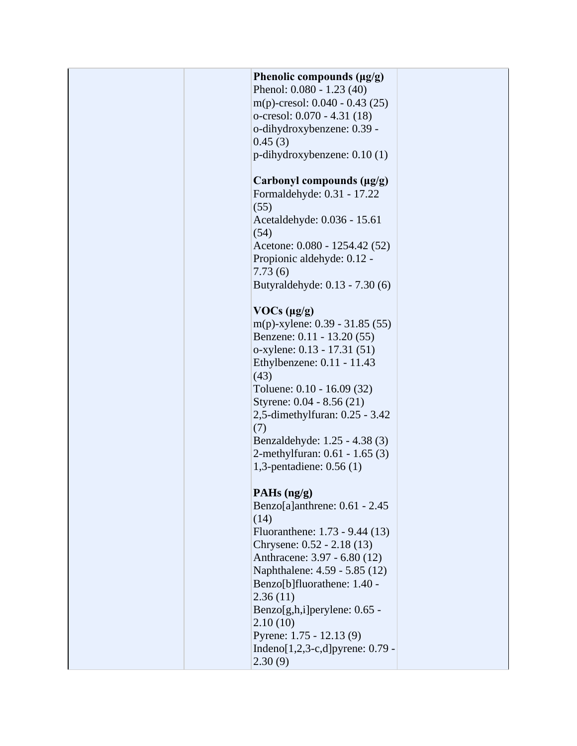| | | | |
|---|---|---|---|
| | | **Phenolic compounds (μg/g)**<br>Phenol: 0.080 - 1.23 (40)<br>m(p)-cresol: 0.040 - 0.43 (25)<br>o-cresol: 0.070 - 4.31 (18)<br>o-dihydroxybenzene: 0.39 - 0.45 (3)<br>p-dihydroxybenzene: 0.10 (1)<br><br>**Carbonyl compounds (μg/g)**<br>Formaldehyde: 0.31 - 17.22 (55)<br>Acetaldehyde: 0.036 - 15.61 (54)<br>Acetone: 0.080 - 1254.42 (52)<br>Propionic aldehyde: 0.12 - 7.73 (6)<br>Butyraldehyde: 0.13 - 7.30 (6)<br><br>**VOCs (μg/g)**<br>m(p)-xylene: 0.39 - 31.85 (55)<br>Benzene: 0.11 - 13.20 (55)<br>o-xylene: 0.13 - 17.31 (51)<br>Ethylbenzene: 0.11 - 11.43 (43)<br>Toluene: 0.10 - 16.09 (32)<br>Styrene: 0.04 - 8.56 (21)<br>2,5-dimethylfuran: 0.25 - 3.42 (7)<br>Benzaldehyde: 1.25 - 4.38 (3)<br>2-methylfuran: 0.61 - 1.65 (3)<br>1,3-pentadiene: 0.56 (1)<br><br>**PAHs (ng/g)**<br>Benzo[a]anthrene: 0.61 - 2.45 (14)<br>Fluoranthene: 1.73 - 9.44 (13)<br>Chrysene: 0.52 - 2.18 (13)<br>Anthracene: 3.97 - 6.80 (12)<br>Naphthalene: 4.59 - 5.85 (12)<br>Benzo[b]fluorathene: 1.40 - 2.36 (11)<br>Benzo[g,h,i]perylene: 0.65 - 2.10 (10)<br>Pyrene: 1.75 - 12.13 (9)<br>Indeno[1,2,3-c,d]pyrene: 0.79 - 2.30 (9) | |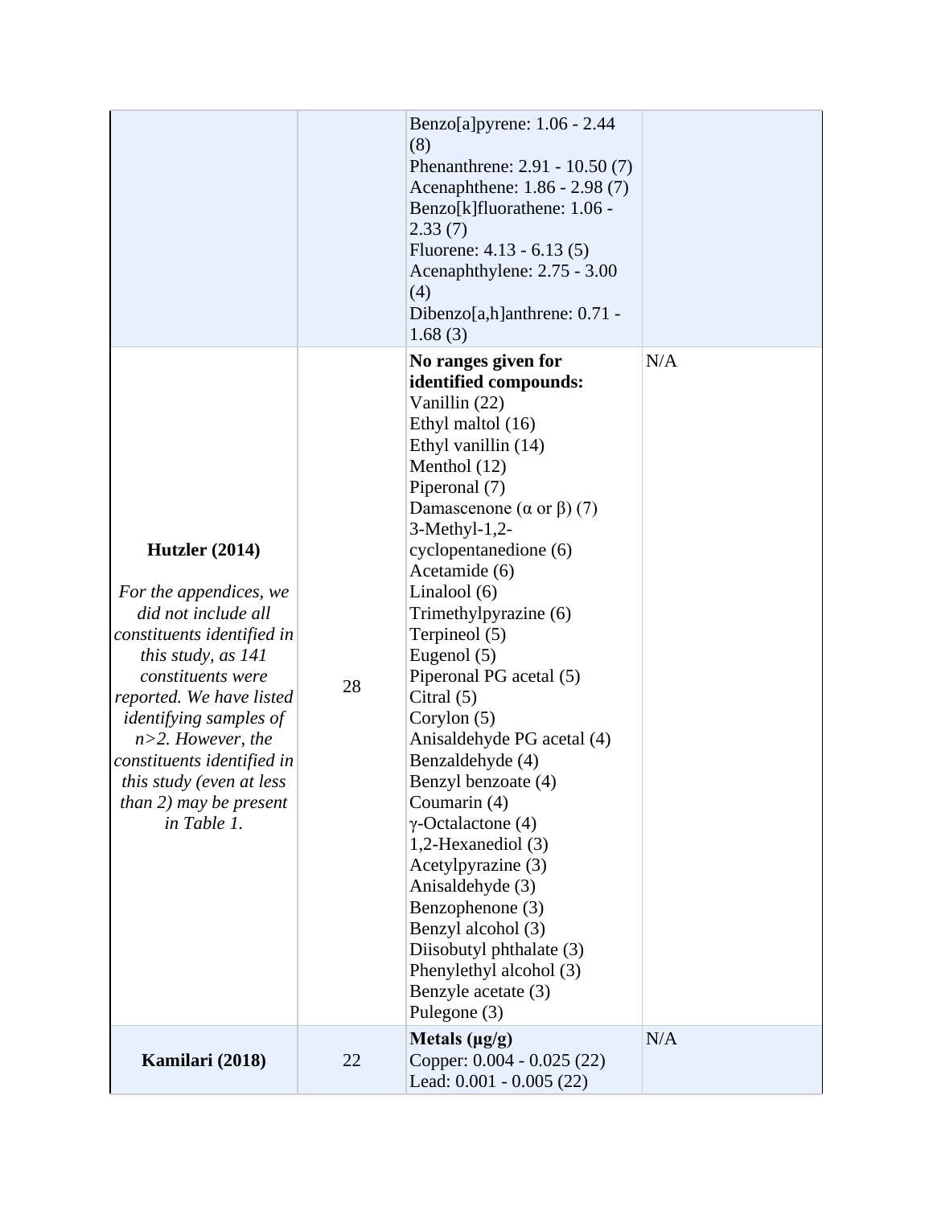|  |  |  |  |
| --- | --- | --- | --- |
|  |  | Benzo[a]pyrene: 1.06 - 2.44 (8)<br>Phenanthrene: 2.91 - 10.50 (7)<br>Acenaphthene: 1.86 - 2.98 (7)<br>Benzo[k]fluorathene: 1.06 - 2.33 (7)<br>Fluorene: 4.13 - 6.13 (5)<br>Acenaphthylene: 2.75 - 3.00 (4)<br>Dibenzo[a,h]anthrene: 0.71 - 1.68 (3) |  |
| **Hutzler (2014)**<br><br>*For the appendices, we did not include all constituents identified in this study, as 141 constituents were reported. We have listed identifying samples of n>2. However, the constituents identified in this study (even at less than 2) may be present in Table 1.* | 28 | **No ranges given for identified compounds:**<br>Vanillin (22)<br>Ethyl maltol (16)<br>Ethyl vanillin (14)<br>Menthol (12)<br>Piperonal (7)<br>Damascenone (α or β) (7)<br>3-Methyl-1,2-cyclopentanedione (6)<br>Acetamide (6)<br>Linalool (6)<br>Trimethylpyrazine (6)<br>Terpineol (5)<br>Eugenol (5)<br>Piperonal PG acetal (5)<br>Citral (5)<br>Corylon (5)<br>Anisaldehyde PG acetal (4)<br>Benzaldehyde (4)<br>Benzyl benzoate (4)<br>Coumarin (4)<br>γ-Octalactone (4)<br>1,2-Hexanediol (3)<br>Acetylpyrazine (3)<br>Anisaldehyde (3)<br>Benzophenone (3)<br>Benzyl alcohol (3)<br>Diisobutyl phthalate (3)<br>Phenylethyl alcohol (3)<br>Benzyle acetate (3)<br>Pulegone (3) | N/A |
| **Kamilari (2018)** | 22 | **Metals (μg/g)**<br>Copper: 0.004 - 0.025 (22)<br>Lead: 0.001 - 0.005 (22) | N/A |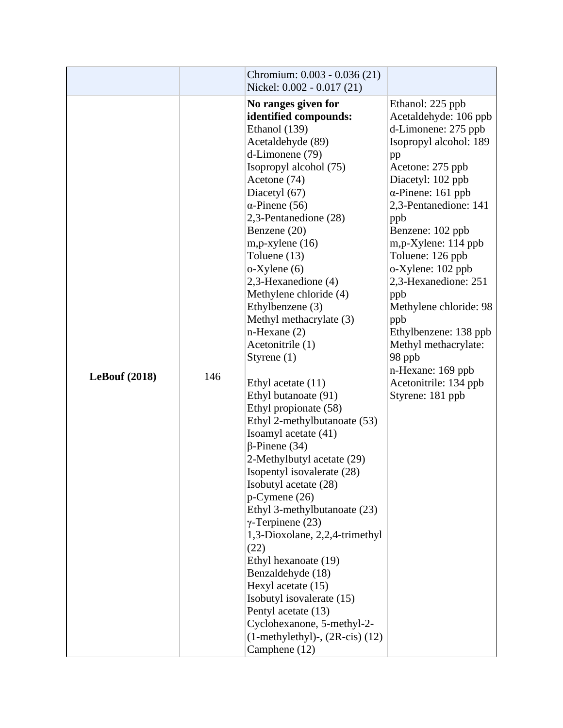| | | | |
|---|---|---|---|
| | | Chromium: 0.003 - 0.036 (21)<br>Nickel: 0.002 - 0.017 (21) | |
| **LeBouf (2018)** | 146 | **No ranges given for identified compounds:**<br>Ethanol (139)<br>Acetaldehyde (89)<br>d-Limonene (79)<br>Isopropyl alcohol (75)<br>Acetone (74)<br>Diacetyl (67)<br>α-Pinene (56)<br>2,3-Pentanedione (28)<br>Benzene (20)<br>m,p-xylene (16)<br>Toluene (13)<br>o-Xylene (6)<br>2,3-Hexanedione (4)<br>Methylene chloride (4)<br>Ethylbenzene (3)<br>Methyl methacrylate (3)<br>n-Hexane (2)<br>Acetonitrile (1)<br>Styrene (1)<br><br>Ethyl acetate (11)<br>Ethyl butanoate (91)<br>Ethyl propionate (58)<br>Ethyl 2-methylbutanoate (53)<br>Isoamyl acetate (41)<br>β-Pinene (34)<br>2-Methylbutyl acetate (29)<br>Isopentyl isovalerate (28)<br>Isobutyl acetate (28)<br>p-Cymene (26)<br>Ethyl 3-methylbutanoate (23)<br>γ-Terpinene (23)<br>1,3-Dioxolane, 2,2,4-trimethyl (22)<br>Ethyl hexanoate (19)<br>Benzaldehyde (18)<br>Hexyl acetate (15)<br>Isobutyl isovalerate (15)<br>Pentyl acetate (13)<br>Cyclohexanone, 5-methyl-2-(1-methylethyl)-, (2R-cis) (12)<br>Camphene (12) | Ethanol: 225 ppb<br>Acetaldehyde: 106 ppb<br>d-Limonene: 275 ppb<br>Isopropyl alcohol: 189 pp<br>Acetone: 275 ppb<br>Diacetyl: 102 ppb<br>α-Pinene: 161 ppb<br>2,3-Pentanedione: 141 ppb<br>Benzene: 102 ppb<br>m,p-Xylene: 114 ppb<br>Toluene: 126 ppb<br>o-Xylene: 102 ppb<br>2,3-Hexanedione: 251 ppb<br>Methylene chloride: 98 ppb<br>Ethylbenzene: 138 ppb<br>Methyl methacrylate: 98 ppb<br>n-Hexane: 169 ppb<br>Acetonitrile: 134 ppb<br>Styrene: 181 ppb |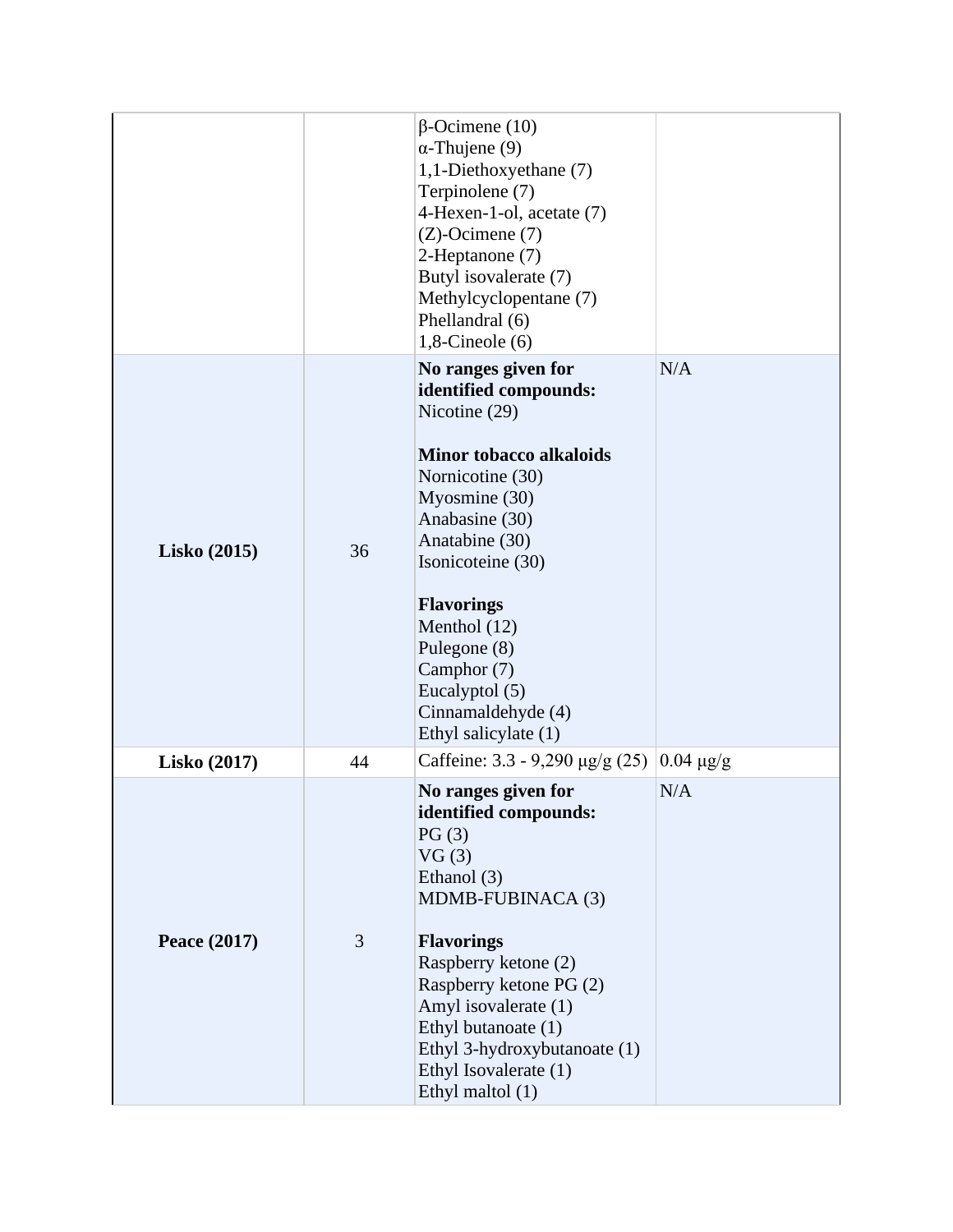| | | | |
|---|---|---|---|
| | | β-Ocimene (10)<br>α-Thujene (9)<br>1,1-Diethoxyethane (7)<br>Terpinolene (7)<br>4-Hexen-1-ol, acetate (7)<br>(Z)-Ocimene (7)<br>2-Heptanone (7)<br>Butyl isovalerate (7)<br>Methylcyclopentane (7)<br>Phellandral (6)<br>1,8-Cineole (6) | |
| **Lisko (2015)** | 36 | **No ranges given for identified compounds:**<br>Nicotine (29)<br><br>**Minor tobacco alkaloids**<br>Nornicotine (30)<br>Myosmine (30)<br>Anabasine (30)<br>Anatabine (30)<br>Isonicoteine (30)<br><br>**Flavorings**<br>Menthol (12)<br>Pulegone (8)<br>Camphor (7)<br>Eucalyptol (5)<br>Cinnamaldehyde (4)<br>Ethyl salicylate (1) | N/A |
| **Lisko (2017)** | 44 | Caffeine: 3.3 - 9,290 µg/g (25) | 0.04 µg/g |
| **Peace (2017)** | 3 | **No ranges given for identified compounds:**<br>PG (3)<br>VG (3)<br>Ethanol (3)<br>MDMB-FUBINACA (3)<br><br>**Flavorings**<br>Raspberry ketone (2)<br>Raspberry ketone PG (2)<br>Amyl isovalerate (1)<br>Ethyl butanoate (1)<br>Ethyl 3-hydroxybutanoate (1)<br>Ethyl Isovalerate (1)<br>Ethyl maltol (1) | N/A |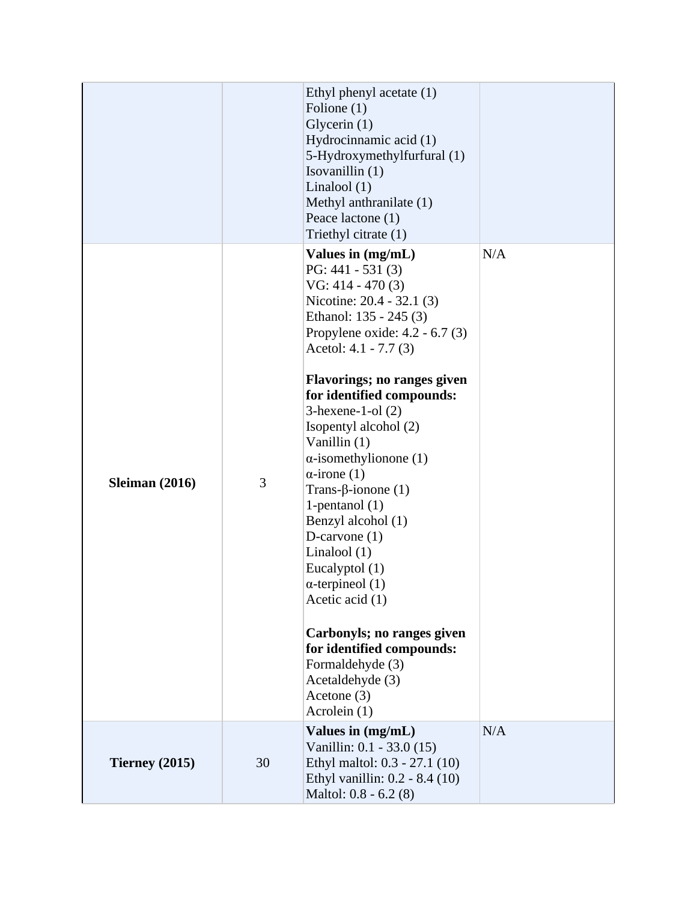| | | | |
|---|---|---|---|
| | | Ethyl phenyl acetate (1)<br>Folione (1)<br>Glycerin (1)<br>Hydrocinnamic acid (1)<br>5-Hydroxymethylfurfural (1)<br>Isovanillin (1)<br>Linalool (1)<br>Methyl anthranilate (1)<br>Peace lactone (1)<br>Triethyl citrate (1) | |
| **Sleiman (2016)** | 3 | **Values in (mg/mL)**<br>PG: 441 - 531 (3)<br>VG: 414 - 470 (3)<br>Nicotine: 20.4 - 32.1 (3)<br>Ethanol: 135 - 245 (3)<br>Propylene oxide: 4.2 - 6.7 (3)<br>Acetol: 4.1 - 7.7 (3)<br><br>**Flavorings; no ranges given for identified compounds:**<br>3-hexene-1-ol (2)<br>Isopentyl alcohol (2)<br>Vanillin (1)<br>α-isomethylionone (1)<br>α-irone (1)<br>Trans-β-ionone (1)<br>1-pentanol (1)<br>Benzyl alcohol (1)<br>D-carvone (1)<br>Linalool (1)<br>Eucalyptol (1)<br>α-terpineol (1)<br>Acetic acid (1)<br><br>**Carbonyls; no ranges given for identified compounds:**<br>Formaldehyde (3)<br>Acetaldehyde (3)<br>Acetone (3)<br>Acrolein (1) | N/A |
| **Tierney (2015)** | 30 | **Values in (mg/mL)**<br>Vanillin: 0.1 - 33.0 (15)<br>Ethyl maltol: 0.3 - 27.1 (10)<br>Ethyl vanillin: 0.2 - 8.4 (10)<br>Maltol: 0.8 - 6.2 (8) | N/A |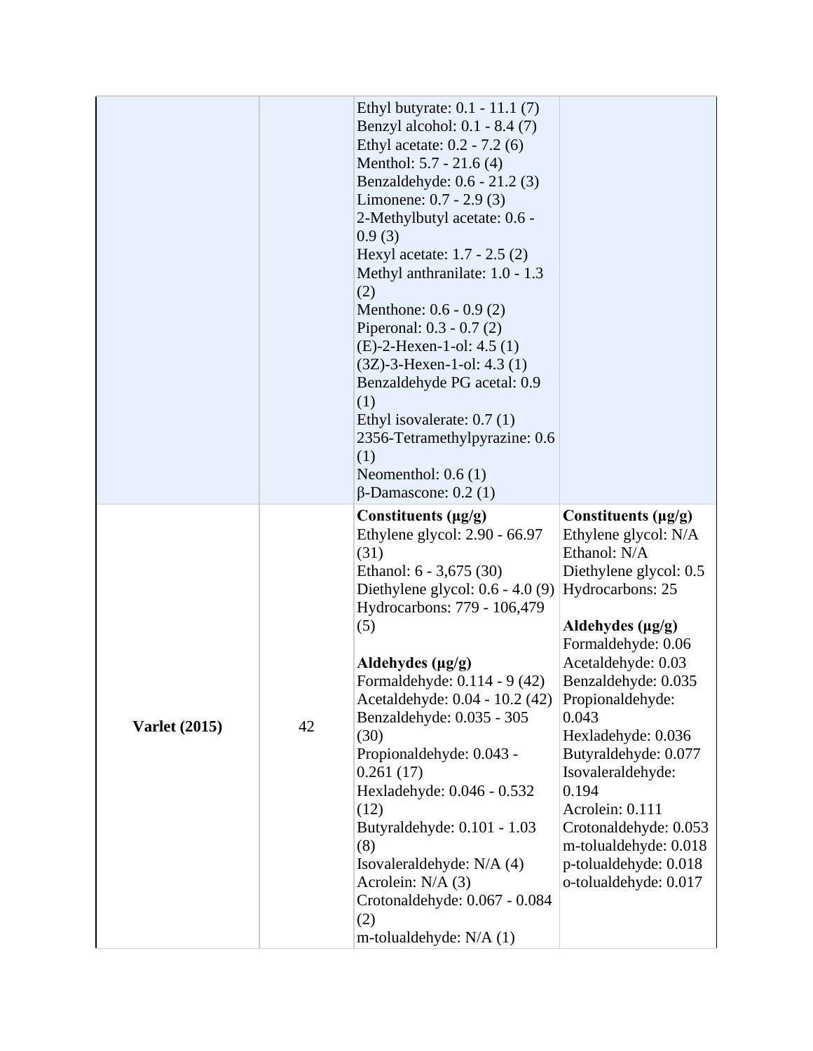| | | | |
|---|---|---|---|
| | | Ethyl butyrate: 0.1 - 11.1 (7)<br>Benzyl alcohol: 0.1 - 8.4 (7)<br>Ethyl acetate: 0.2 - 7.2 (6)<br>Menthol: 5.7 - 21.6 (4)<br>Benzaldehyde: 0.6 - 21.2 (3)<br>Limonene: 0.7 - 2.9 (3)<br>2-Methylbutyl acetate: 0.6 - 0.9 (3)<br>Hexyl acetate: 1.7 - 2.5 (2)<br>Methyl anthranilate: 1.0 - 1.3 (2)<br>Menthone: 0.6 - 0.9 (2)<br>Piperonal: 0.3 - 0.7 (2)<br>(E)-2-Hexen-1-ol: 4.5 (1)<br>(3Z)-3-Hexen-1-ol: 4.3 (1)<br>Benzaldehyde PG acetal: 0.9 (1)<br>Ethyl isovalerate: 0.7 (1)<br>2356-Tetramethylpyrazine: 0.6 (1)<br>Neomenthol: 0.6 (1)<br>β-Damascone: 0.2 (1) | |
| **Varlet (2015)** | 42 | **Constituents (μg/g)**<br>Ethylene glycol: 2.90 - 66.97 (31)<br>Ethanol: 6 - 3,675 (30)<br>Diethylene glycol: 0.6 - 4.0 (9)<br>Hydrocarbons: 779 - 106,479 (5)<br><br>**Aldehydes (μg/g)**<br>Formaldehyde: 0.114 - 9 (42)<br>Acetaldehyde: 0.04 - 10.2 (42)<br>Benzaldehyde: 0.035 - 305 (30)<br>Propionaldehyde: 0.043 - 0.261 (17)<br>Hexladehyde: 0.046 - 0.532 (12)<br>Butyraldehyde: 0.101 - 1.03 (8)<br>Isovaleraldehyde: N/A (4)<br>Acrolein: N/A (3)<br>Crotonaldehyde: 0.067 - 0.084 (2)<br>m-tolualdehyde: N/A (1) | **Constituents (μg/g)**<br>Ethylene glycol: N/A<br>Ethanol: N/A<br>Diethylene glycol: 0.5<br>Hydrocarbons: 25<br><br>**Aldehydes (μg/g)**<br>Formaldehyde: 0.06<br>Acetaldehyde: 0.03<br>Benzaldehyde: 0.035<br>Propionaldehyde: 0.043<br>Hexladehyde: 0.036<br>Butyraldehyde: 0.077<br>Isovaleraldehyde: 0.194<br>Acrolein: 0.111<br>Crotonaldehyde: 0.053<br>m-tolualdehyde: 0.018<br>p-tolualdehyde: 0.018<br>o-tolualdehyde: 0.017 |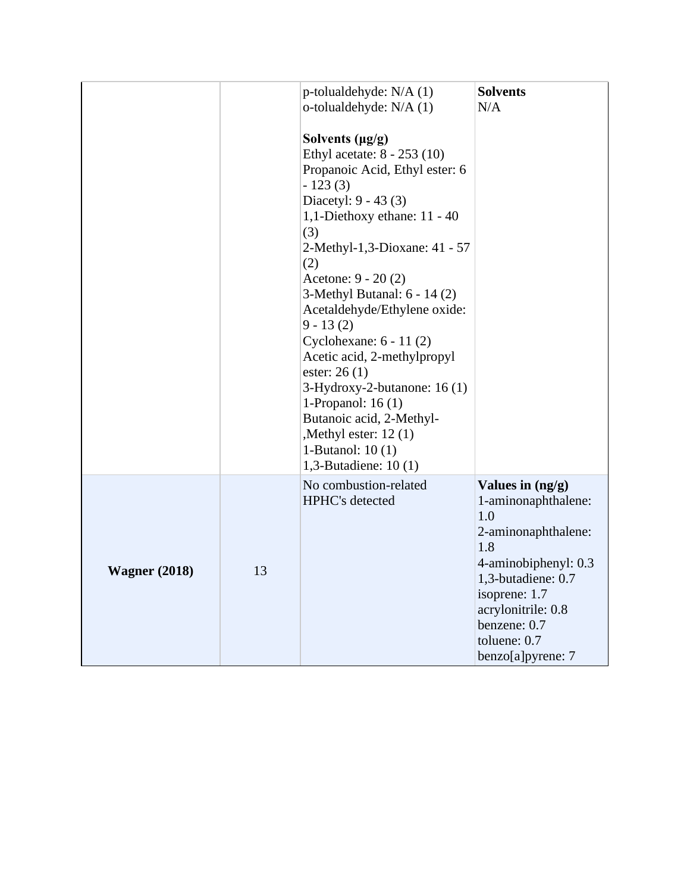| | | | |
|---|---|---|---|
| | | p-tolualdehyde: N/A (1)<br>o-tolualdehyde: N/A (1)<br><br>**Solvents (μg/g)**<br>Ethyl acetate: 8 - 253 (10)<br>Propanoic Acid, Ethyl ester: 6 - 123 (3)<br>Diacetyl: 9 - 43 (3)<br>1,1-Diethoxy ethane: 11 - 40 (3)<br>2-Methyl-1,3-Dioxane: 41 - 57 (2)<br>Acetone: 9 - 20 (2)<br>3-Methyl Butanal: 6 - 14 (2)<br>Acetaldehyde/Ethylene oxide: 9 - 13 (2)<br>Cyclohexane: 6 - 11 (2)<br>Acetic acid, 2-methylpropyl ester: 26 (1)<br>3-Hydroxy-2-butanone: 16 (1)<br>1-Propanol: 16 (1)<br>Butanoic acid, 2-Methyl-,Methyl ester: 12 (1)<br>1-Butanol: 10 (1)<br>1,3-Butadiene: 10 (1) | **Solvents**<br>N/A |
| **Wagner (2018)** | 13 | No combustion-related HPHC's detected | **Values in (ng/g)**<br>1-aminonaphthalene: 1.0<br>2-aminonaphthalene: 1.8<br>4-aminobiphenyl: 0.3<br>1,3-butadiene: 0.7<br>isoprene: 1.7<br>acrylonitrile: 0.8<br>benzene: 0.7<br>toluene: 0.7<br>benzo[a]pyrene: 7 |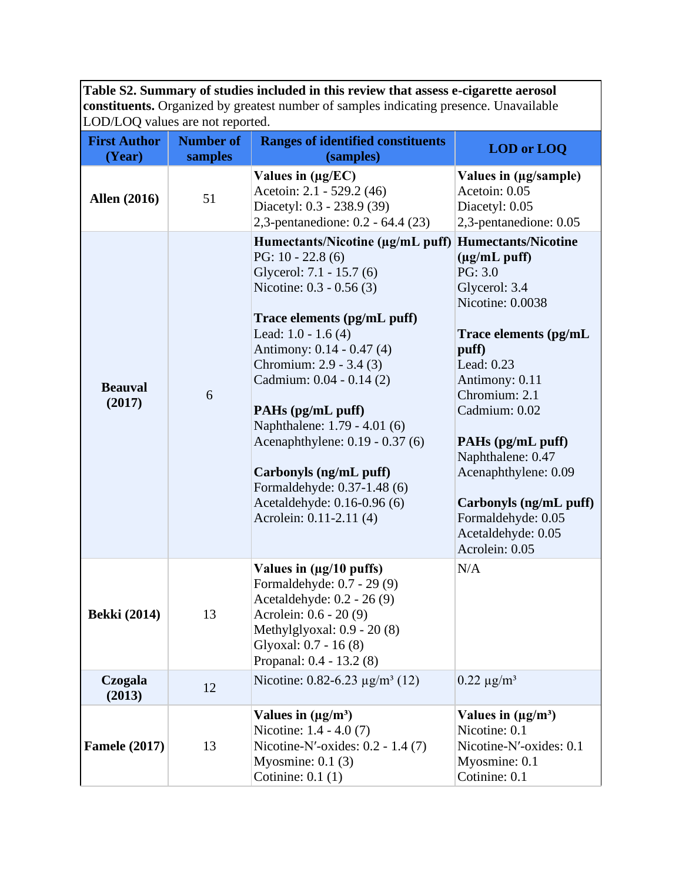**Table S2. Summary of studies included in this review that assess e-cigarette aerosol constituents.** Organized by greatest number of samples indicating presence. Unavailable LOD/LOQ values are not reported.

| First Author (Year) | Number of samples | Ranges of identified constituents (samples) | LOD or LOQ |
|---|---|---|---|
| **Allen (2016)** | 51 | **Values in (µg/EC)**<br>Acetoin: 2.1 - 529.2 (46)<br>Diacetyl: 0.3 - 238.9 (39)<br>2,3-pentanedione: 0.2 - 64.4 (23) | **Values in (µg/sample)**<br>Acetoin: 0.05<br>Diacetyl: 0.05<br>2,3-pentanedione: 0.05 |
| **Beauval (2017)** | 6 | **Humectants/Nicotine (µg/mL puff)**<br>PG: 10 - 22.8 (6)<br>Glycerol: 7.1 - 15.7 (6)<br>Nicotine: 0.3 - 0.56 (3)<br><br>**Trace elements (pg/mL puff)**<br>Lead: 1.0 - 1.6 (4)<br>Antimony: 0.14 - 0.47 (4)<br>Chromium: 2.9 - 3.4 (3)<br>Cadmium: 0.04 - 0.14 (2)<br><br>**PAHs (pg/mL puff)**<br>Naphthalene: 1.79 - 4.01 (6)<br>Acenaphthylene: 0.19 - 0.37 (6)<br><br>**Carbonyls (ng/mL puff)**<br>Formaldehyde: 0.37-1.48 (6)<br>Acetaldehyde: 0.16-0.96 (6)<br>Acrolein: 0.11-2.11 (4) | **Humectants/Nicotine (µg/mL puff)**<br>PG: 3.0<br>Glycerol: 3.4<br>Nicotine: 0.0038<br><br>**Trace elements (pg/mL puff)**<br>Lead: 0.23<br>Antimony: 0.11<br>Chromium: 2.1<br>Cadmium: 0.02<br><br>**PAHs (pg/mL puff)**<br>Naphthalene: 0.47<br>Acenaphthylene: 0.09<br><br>**Carbonyls (ng/mL puff)**<br>Formaldehyde: 0.05<br>Acetaldehyde: 0.05<br>Acrolein: 0.05 |
| **Bekki (2014)** | 13 | **Values in (µg/10 puffs)**<br>Formaldehyde: 0.7 - 29 (9)<br>Acetaldehyde: 0.2 - 26 (9)<br>Acrolein: 0.6 - 20 (9)<br>Methylglyoxal: 0.9 - 20 (8)<br>Glyoxal: 0.7 - 16 (8)<br>Propanal: 0.4 - 13.2 (8) | N/A |
| **Czogala (2013)** | 12 | Nicotine: 0.82-6.23 µg/m³ (12) | 0.22 µg/m³ |
| **Famele (2017)** | 13 | **Values in (µg/m³)**<br>Nicotine: 1.4 - 4.0 (7)<br>Nicotine-N′-oxides: 0.2 - 1.4 (7)<br>Myosmine: 0.1 (3)<br>Cotinine: 0.1 (1) | **Values in (µg/m³)**<br>Nicotine: 0.1<br>Nicotine-N′-oxides: 0.1<br>Myosmine: 0.1<br>Cotinine: 0.1 |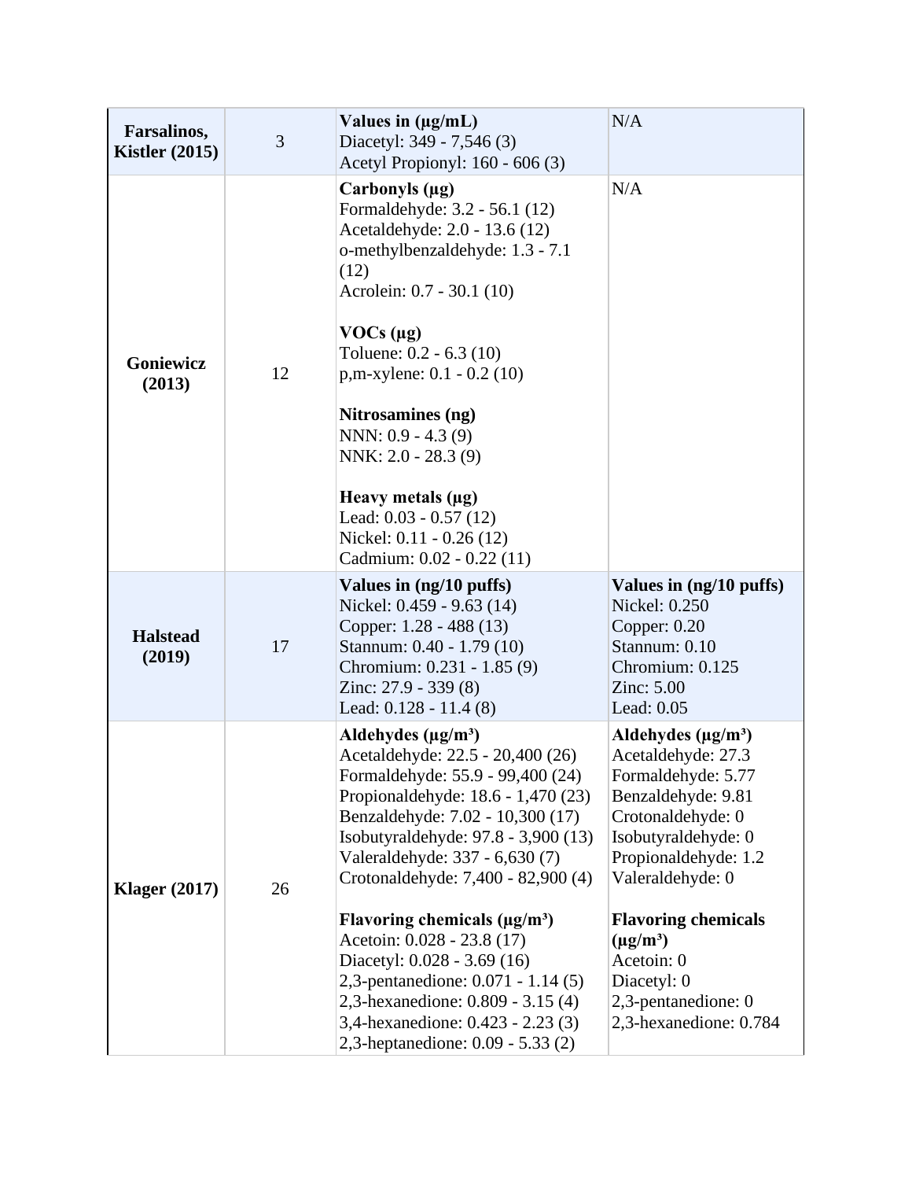| **Farsalinos, Kistler (2015)** | 3 | **Values in (µg/mL)**<br>Diacetyl: 349 - 7,546 (3)<br>Acetyl Propionyl: 160 - 606 (3) | N/A |
|---|---|---|---|
| **Goniewicz (2013)** | 12 | **Carbonyls (µg)**<br>Formaldehyde: 3.2 - 56.1 (12)<br>Acetaldehyde: 2.0 - 13.6 (12)<br>o-methylbenzaldehyde: 1.3 - 7.1 (12)<br>Acrolein: 0.7 - 30.1 (10)<br><br>**VOCs (µg)**<br>Toluene: 0.2 - 6.3 (10)<br>p,m-xylene: 0.1 - 0.2 (10)<br><br>**Nitrosamines (ng)**<br>NNN: 0.9 - 4.3 (9)<br>NNK: 2.0 - 28.3 (9)<br><br>**Heavy metals (µg)**<br>Lead: 0.03 - 0.57 (12)<br>Nickel: 0.11 - 0.26 (12)<br>Cadmium: 0.02 - 0.22 (11) | N/A |
| **Halstead (2019)** | 17 | **Values in (ng/10 puffs)**<br>Nickel: 0.459 - 9.63 (14)<br>Copper: 1.28 - 488 (13)<br>Stannum: 0.40 - 1.79 (10)<br>Chromium: 0.231 - 1.85 (9)<br>Zinc: 27.9 - 339 (8)<br>Lead: 0.128 - 11.4 (8) | **Values in (ng/10 puffs)**<br>Nickel: 0.250<br>Copper: 0.20<br>Stannum: 0.10<br>Chromium: 0.125<br>Zinc: 5.00<br>Lead: 0.05 |
| **Klager (2017)** | 26 | **Aldehydes (µg/m³)**<br>Acetaldehyde: 22.5 - 20,400 (26)<br>Formaldehyde: 55.9 - 99,400 (24)<br>Propionaldehyde: 18.6 - 1,470 (23)<br>Benzaldehyde: 7.02 - 10,300 (17)<br>Isobutyraldehyde: 97.8 - 3,900 (13)<br>Valeraldehyde: 337 - 6,630 (7)<br>Crotonaldehyde: 7,400 - 82,900 (4)<br><br>**Flavoring chemicals (µg/m³)**<br>Acetoin: 0.028 - 23.8 (17)<br>Diacetyl: 0.028 - 3.69 (16)<br>2,3-pentanedione: 0.071 - 1.14 (5)<br>2,3-hexanedione: 0.809 - 3.15 (4)<br>3,4-hexanedione: 0.423 - 2.23 (3)<br>2,3-heptanedione: 0.09 - 5.33 (2) | **Aldehydes (µg/m³)**<br>Acetaldehyde: 27.3<br>Formaldehyde: 5.77<br>Benzaldehyde: 9.81<br>Crotonaldehyde: 0<br>Isobutyraldehyde: 0<br>Propionaldehyde: 1.2<br>Valeraldehyde: 0<br><br>**Flavoring chemicals (µg/m³)**<br>Acetoin: 0<br>Diacetyl: 0<br>2,3-pentanedione: 0<br>2,3-hexanedione: 0.784 |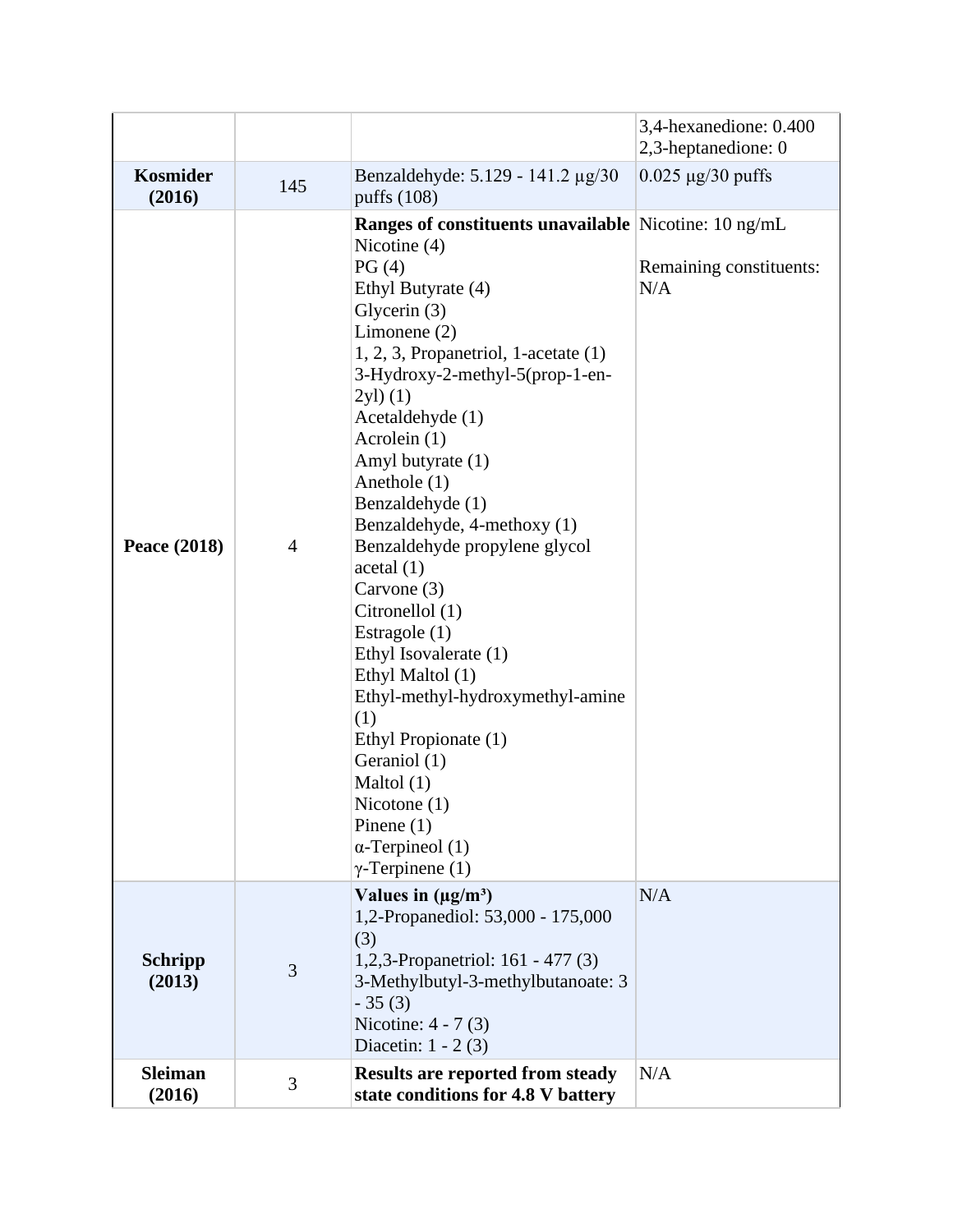| | | | |
|---|---|---|---|
| | | | 3,4-hexanedione: 0.400<br>2,3-heptanedione: 0 |
| **Kosmider (2016)** | 145 | Benzaldehyde: 5.129 - 141.2 µg/30 puffs (108) | 0.025 µg/30 puffs |
| **Peace (2018)** | 4 | **Ranges of constituents unavailable**<br>Nicotine (4)<br>PG (4)<br>Ethyl Butyrate (4)<br>Glycerin (3)<br>Limonene (2)<br>1, 2, 3, Propanetriol, 1-acetate (1)<br>3-Hydroxy-2-methyl-5(prop-1-en-2yl) (1)<br>Acetaldehyde (1)<br>Acrolein (1)<br>Amyl butyrate (1)<br>Anethole (1)<br>Benzaldehyde (1)<br>Benzaldehyde, 4-methoxy (1)<br>Benzaldehyde propylene glycol acetal (1)<br>Carvone (3)<br>Citronellol (1)<br>Estragole (1)<br>Ethyl Isovalerate (1)<br>Ethyl Maltol (1)<br>Ethyl-methyl-hydroxymethyl-amine (1)<br>Ethyl Propionate (1)<br>Geraniol (1)<br>Maltol (1)<br>Nicotone (1)<br>Pinene (1)<br>α-Terpineol (1)<br>γ-Terpinene (1) | Nicotine: 10 ng/mL<br><br>Remaining constituents: N/A |
| **Schripp (2013)** | 3 | **Values in (µg/m³)**<br>1,2-Propanediol: 53,000 - 175,000 (3)<br>1,2,3-Propanetriol: 161 - 477 (3)<br>3-Methylbutyl-3-methylbutanoate: 3 - 35 (3)<br>Nicotine: 4 - 7 (3)<br>Diacetin: 1 - 2 (3) | N/A |
| **Sleiman (2016)** | 3 | **Results are reported from steady state conditions for 4.8 V battery** | N/A |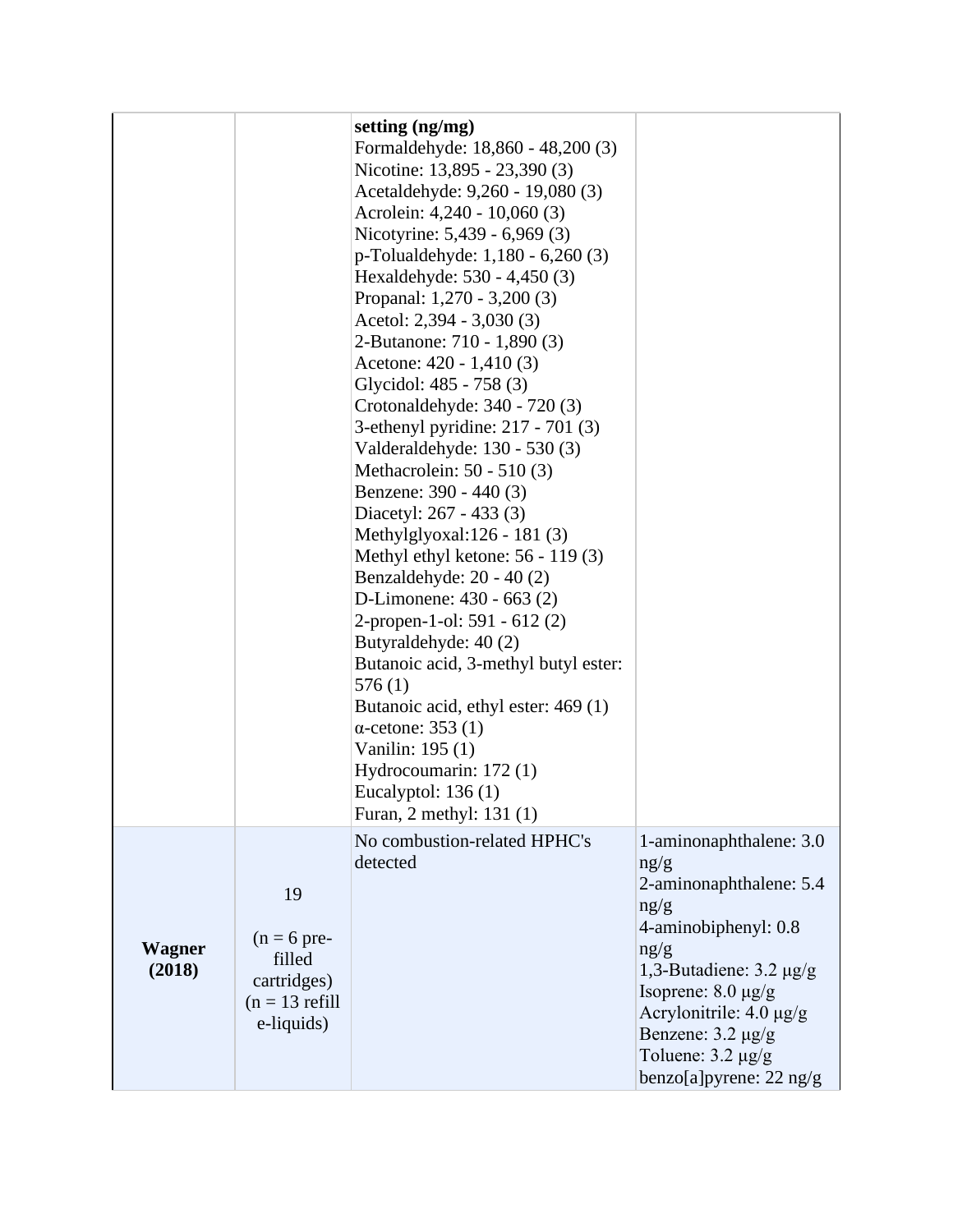| | | | |
|---|---|---|---|
| | | **setting (ng/mg)**<br>Formaldehyde: 18,860 - 48,200 (3)<br>Nicotine: 13,895 - 23,390 (3)<br>Acetaldehyde: 9,260 - 19,080 (3)<br>Acrolein: 4,240 - 10,060 (3)<br>Nicotyrine: 5,439 - 6,969 (3)<br>p-Tolualdehyde: 1,180 - 6,260 (3)<br>Hexaldehyde: 530 - 4,450 (3)<br>Propanal: 1,270 - 3,200 (3)<br>Acetol: 2,394 - 3,030 (3)<br>2-Butanone: 710 - 1,890 (3)<br>Acetone: 420 - 1,410 (3)<br>Glycidol: 485 - 758 (3)<br>Crotonaldehyde: 340 - 720 (3)<br>3-ethenyl pyridine: 217 - 701 (3)<br>Valderaldehyde: 130 - 530 (3)<br>Methacrolein: 50 - 510 (3)<br>Benzene: 390 - 440 (3)<br>Diacetyl: 267 - 433 (3)<br>Methylglyoxal:126 - 181 (3)<br>Methyl ethyl ketone: 56 - 119 (3)<br>Benzaldehyde: 20 - 40 (2)<br>D-Limonene: 430 - 663 (2)<br>2-propen-1-ol: 591 - 612 (2)<br>Butyraldehyde: 40 (2)<br>Butanoic acid, 3-methyl butyl ester: 576 (1)<br>Butanoic acid, ethyl ester: 469 (1)<br>α-cetone: 353 (1)<br>Vanilin: 195 (1)<br>Hydrocoumarin: 172 (1)<br>Eucalyptol: 136 (1)<br>Furan, 2 methyl: 131 (1) | |
| **Wagner (2018)** | 19<br><br>(n = 6 pre-filled cartridges)<br>(n = 13 refill e-liquids) | No combustion-related HPHC's detected | 1-aminonaphthalene: 3.0 ng/g<br>2-aminonaphthalene: 5.4 ng/g<br>4-aminobiphenyl: 0.8 ng/g<br>1,3-Butadiene: 3.2 μg/g<br>Isoprene: 8.0 μg/g<br>Acrylonitrile: 4.0 μg/g<br>Benzene: 3.2 μg/g<br>Toluene: 3.2 μg/g<br>benzo[a]pyrene: 22 ng/g |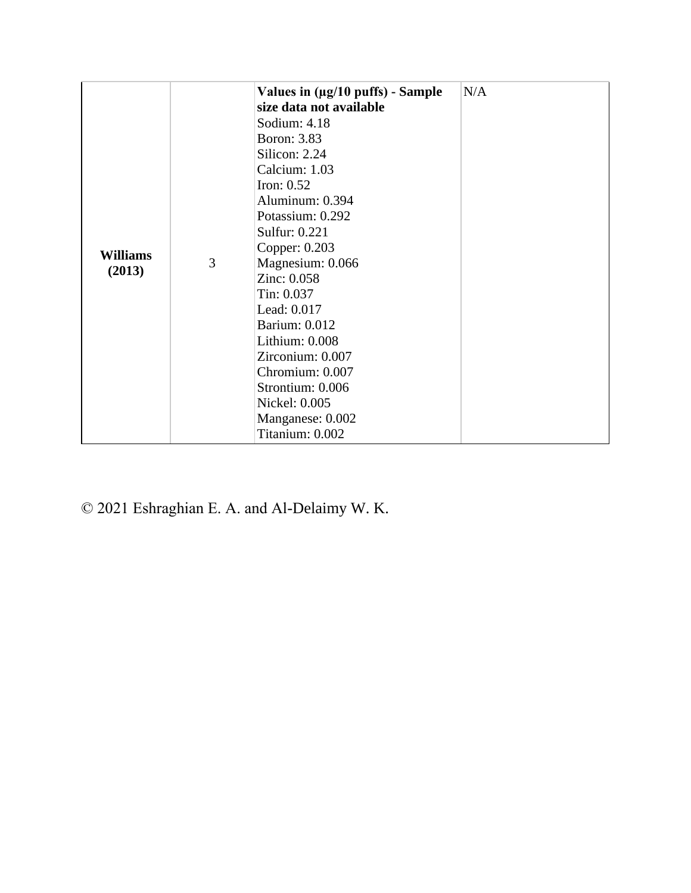| | | | |
|---|---|---|---|
| **Williams (2013)** | 3 | **Values in (μg/10 puffs) - Sample size data not available**<br>Sodium: 4.18<br>Boron: 3.83<br>Silicon: 2.24<br>Calcium: 1.03<br>Iron: 0.52<br>Aluminum: 0.394<br>Potassium: 0.292<br>Sulfur: 0.221<br>Copper: 0.203<br>Magnesium: 0.066<br>Zinc: 0.058<br>Tin: 0.037<br>Lead: 0.017<br>Barium: 0.012<br>Lithium: 0.008<br>Zirconium: 0.007<br>Chromium: 0.007<br>Strontium: 0.006<br>Nickel: 0.005<br>Manganese: 0.002<br>Titanium: 0.002 | N/A |

© 2021 Eshraghian E. A. and Al-Delaimy W. K.